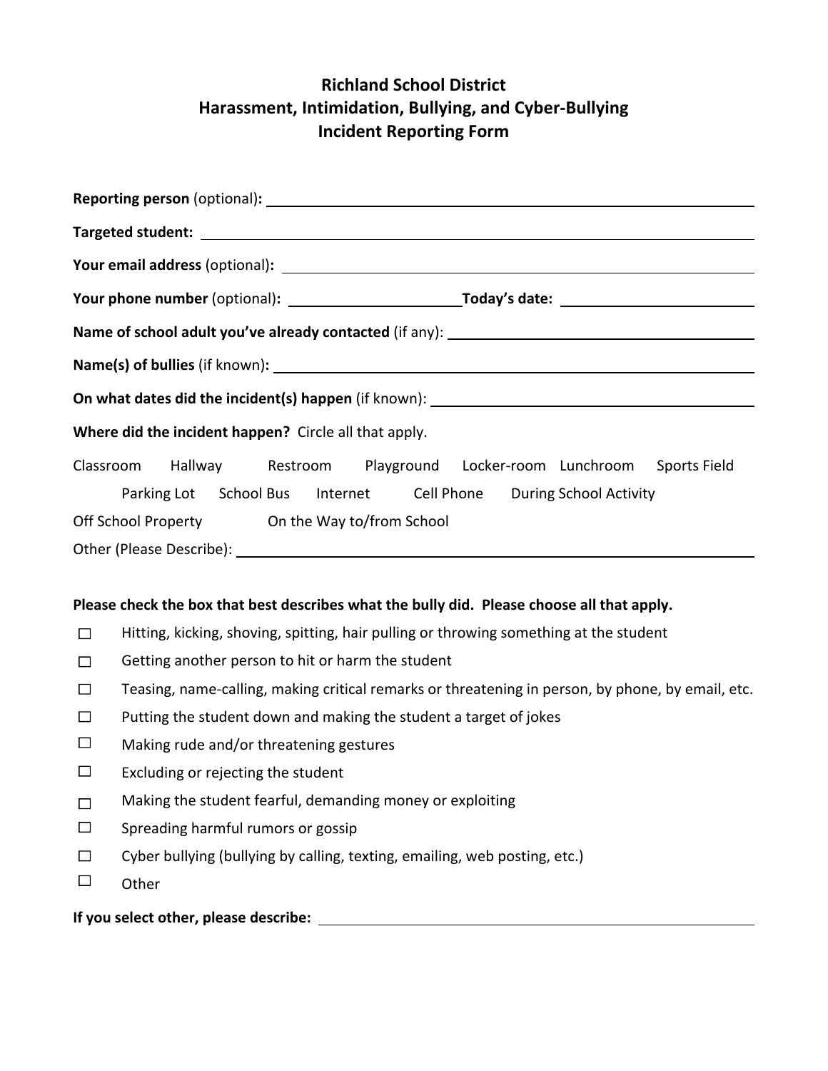# Richland School District
## Harassment, Intimidation, Bullying, and Cyber-Bullying
## Incident Reporting Form

**Reporting person** (optional)**:** ______________________________

**Targeted student:** ______________________________

**Your email address** (optional)**:** ______________________________

**Your phone number** (optional)**:** ____________________ **Today's date:** ____________________

**Name of school adult you've already contacted** (if any): ______________________________

**Name(s) of bullies** (if known)**:** ______________________________

**On what dates did the incident(s) happen** (if known): ______________________________

**Where did the incident happen?** Circle all that apply.

Classroom Hallway Restroom Playground Locker-room Lunchroom Sports Field
Parking Lot School Bus Internet Cell Phone During School Activity
Off School Property On the Way to/from School

Other (Please Describe): ______________________________

**Please check the box that best describes what the bully did. Please choose all that apply.**

- ☐ Hitting, kicking, shoving, spitting, hair pulling or throwing something at the student
- ☐ Getting another person to hit or harm the student
- ☐ Teasing, name-calling, making critical remarks or threatening in person, by phone, by email, etc.
- ☐ Putting the student down and making the student a target of jokes
- ☐ Making rude and/or threatening gestures
- ☐ Excluding or rejecting the student
- ☐ Making the student fearful, demanding money or exploiting
- ☐ Spreading harmful rumors or gossip
- ☐ Cyber bullying (bullying by calling, texting, emailing, web posting, etc.)
- ☐ Other

**If you select other, please describe:** ______________________________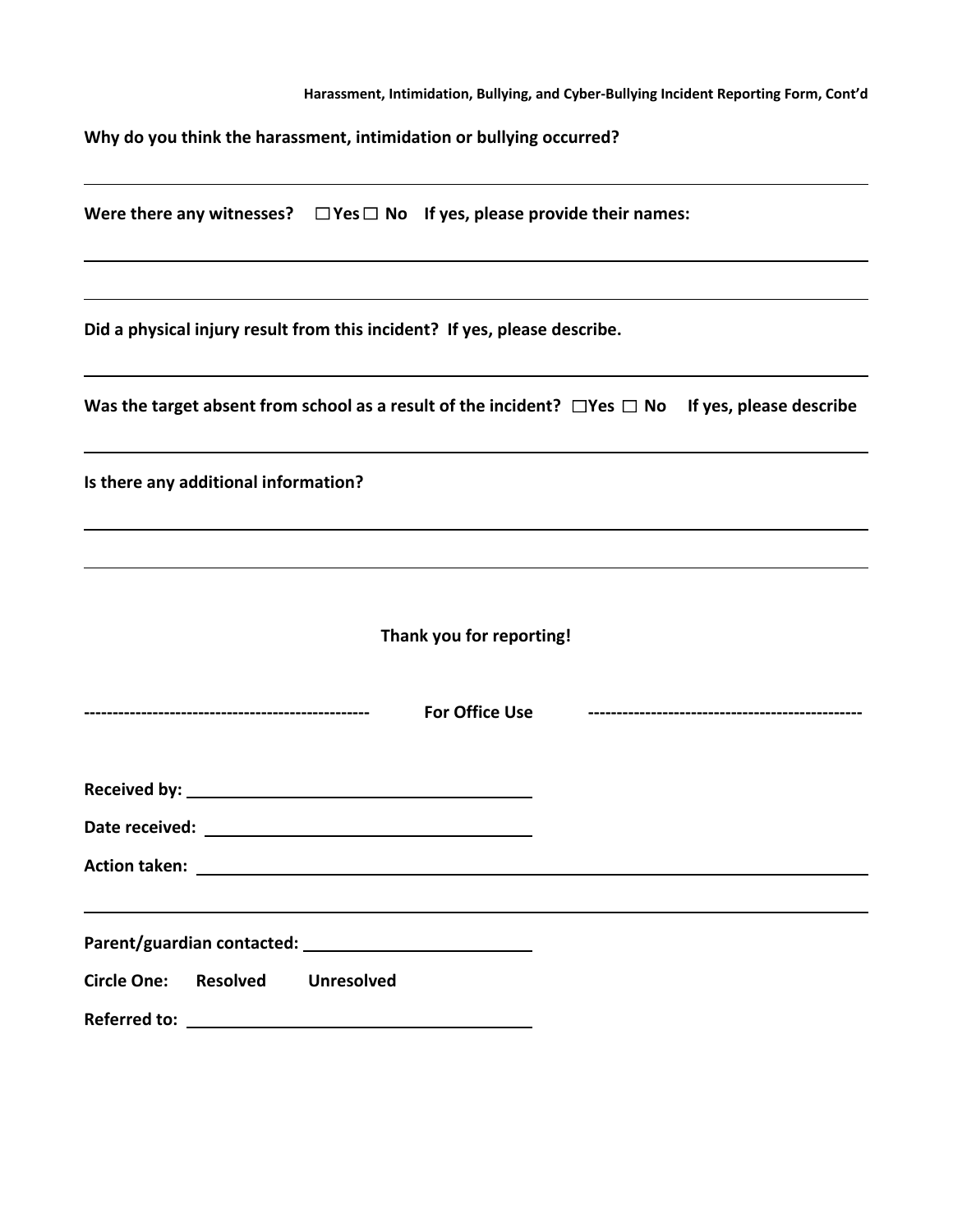**Why do you think the harassment, intimidation or bullying occurred?**

---

**Were there any witnesses?** ☐ **Yes** ☐ **No** **If yes, please provide their names:**

---

---

**Did a physical injury result from this incident? If yes, please describe.**

---

**Was the target absent from school as a result of the incident?** ☐**Yes** ☐ **No** **If yes, please describe**

---

**Is there any additional information?**

---

---

**Thank you for reporting!**

**-------------------------------------------------- For Office Use -----------------------------------------------**

**Received by:** ______________________________

**Date received:** ______________________________

**Action taken:** ______________________________________________________________

---

**Parent/guardian contacted:** ____________________

**Circle One: Resolved Unresolved**

**Referred to:** ______________________________